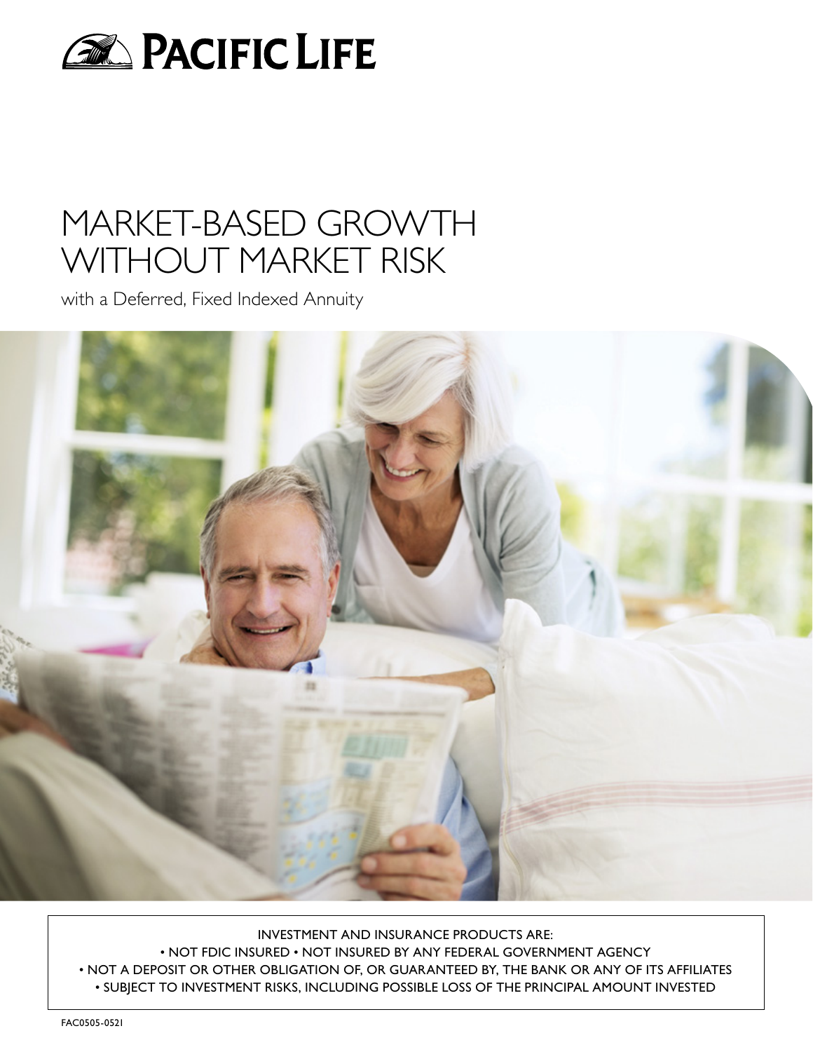PACIFIC LIFE

# MARKET-BASED GROWTH WITHOUT MARKET RISK

with a Deferred, Fixed Indexed Annuity

INVESTMENT AND INSURANCE PRODUCTS ARE:

• NOT FDIC INSURED • NOT INSURED BY ANY FEDERAL GOVERNMENT AGENCY

• NOT A DEPOSIT OR OTHER OBLIGATION OF, OR GUARANTEED BY, THE BANK OR ANY OF ITS AFFILIATES

• SUBJECT TO INVESTMENT RISKS, INCLUDING POSSIBLE LOSS OF THE PRINCIPAL AMOUNT INVESTED

FAC0505-0521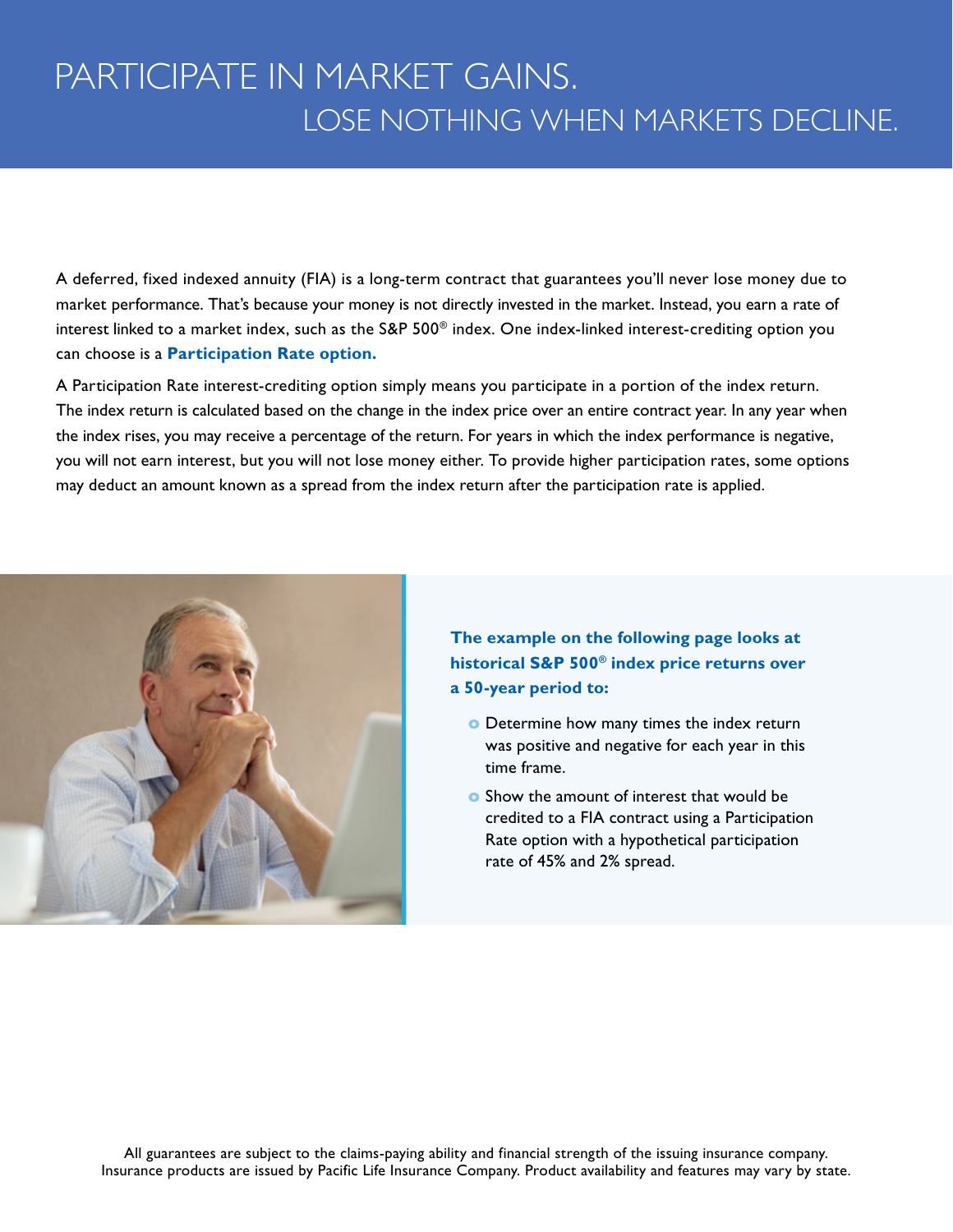# PARTICIPATE IN MARKET GAINS.
## LOSE NOTHING WHEN MARKETS DECLINE.

A deferred, fixed indexed annuity (FIA) is a long-term contract that guarantees you'll never lose money due to market performance. That's because your money is not directly invested in the market. Instead, you earn a rate of interest linked to a market index, such as the S&P 500® index. One index-linked interest-crediting option you can choose is a **Participation Rate option.**

A Participation Rate interest-crediting option simply means you participate in a portion of the index return. The index return is calculated based on the change in the index price over an entire contract year. In any year when the index rises, you may receive a percentage of the return. For years in which the index performance is negative, you will not earn interest, but you will not lose money either. To provide higher participation rates, some options may deduct an amount known as a spread from the index return after the participation rate is applied.

**The example on the following page looks at historical S&P 500® index price returns over a 50-year period to:**

- Determine how many times the index return was positive and negative for each year in this time frame.
- Show the amount of interest that would be credited to a FIA contract using a Participation Rate option with a hypothetical participation rate of 45% and 2% spread.

All guarantees are subject to the claims-paying ability and financial strength of the issuing insurance company. Insurance products are issued by Pacific Life Insurance Company. Product availability and features may vary by state.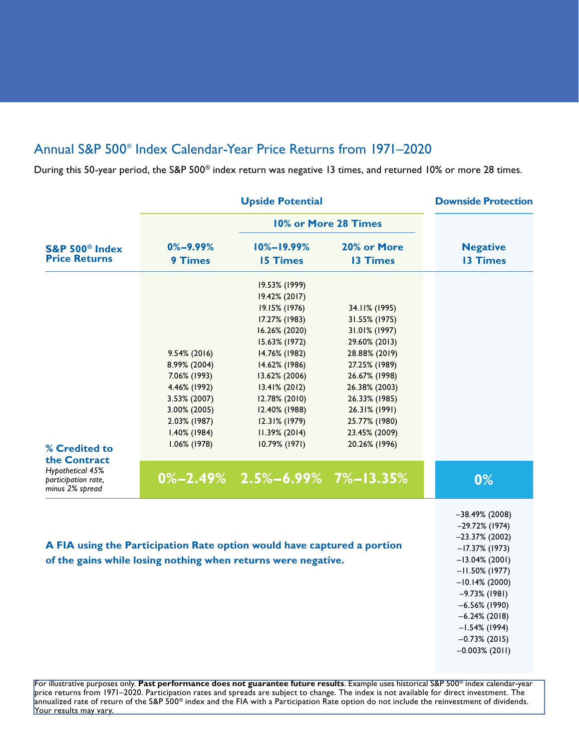## Annual S&P 500® Index Calendar-Year Price Returns from 1971–2020

During this 50-year period, the S&P 500® index return was negative 13 times, and returned 10% or more 28 times.

| | Upside Potential | | | Downside Protection |
|---|---|---|---|---|
| | | 10% or More 28 Times | | |
| **S&P 500® Index Price Returns** | **0%–9.99% 9 Times** | **10%–19.99% 15 Times** | **20% or More 13 Times** | **Negative 13 Times** |
| | | 19.53% (1999) | | |
| | | 19.42% (2017) | | |
| | | 19.15% (1976) | 34.11% (1995) | |
| | | 17.27% (1983) | 31.55% (1975) | |
| | | 16.26% (2020) | 31.01% (1997) | |
| | | 15.63% (1972) | 29.60% (2013) | |
| | 9.54% (2016) | 14.76% (1982) | 28.88% (2019) | |
| | 8.99% (2004) | 14.62% (1986) | 27.25% (1989) | |
| | 7.06% (1993) | 13.62% (2006) | 26.67% (1998) | |
| | 4.46% (1992) | 13.41% (2012) | 26.38% (2003) | |
| | 3.53% (2007) | 12.78% (2010) | 26.33% (1985) | |
| | 3.00% (2005) | 12.40% (1988) | 26.31% (1991) | |
| | 2.03% (1987) | 12.31% (1979) | 25.77% (1980) | |
| | 1.40% (1984) | 11.39% (2014) | 23.45% (2009) | |
| | 1.06% (1978) | 10.79% (1971) | 20.26% (1996) | |
| **% Credited to the Contract** *Hypothetical 45% participation rate, minus 2% spread* | **0%–2.49%** | **2.5%–6.99%** | **7%–13.35%** | **0%** |
| | | | | –38.49% (2008) |
| | | | | –29.72% (1974) |
| | | | | –23.37% (2002) |
| | | | | –17.37% (1973) |
| | | | | –13.04% (2001) |
| | | | | –11.50% (1977) |
| | | | | –10.14% (2000) |
| | | | | –9.73% (1981) |
| | | | | –6.56% (1990) |
| | | | | –6.24% (2018) |
| | | | | –1.54% (1994) |
| | | | | –0.73% (2015) |
| | | | | –0.003% (2011) |

**A FIA using the Participation Rate option would have captured a portion of the gains while losing nothing when returns were negative.**

For illustrative purposes only. **Past performance does not guarantee future results**. Example uses historical S&P 500® index calendar-year price returns from 1971–2020. Participation rates and spreads are subject to change. The index is not available for direct investment. The annualized rate of return of the S&P 500® index and the FIA with a Participation Rate option do not include the reinvestment of dividends. Your results may vary.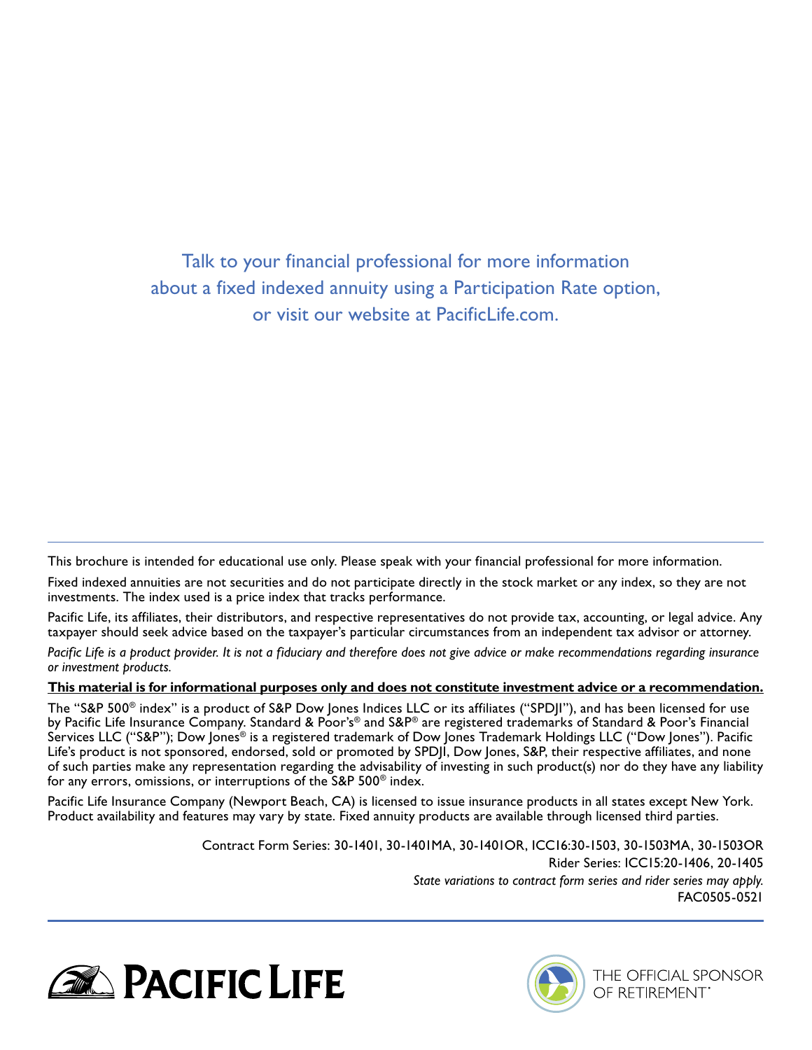Talk to your financial professional for more information about a fixed indexed annuity using a Participation Rate option, or visit our website at PacificLife.com.

This brochure is intended for educational use only. Please speak with your financial professional for more information.

Fixed indexed annuities are not securities and do not participate directly in the stock market or any index, so they are not investments. The index used is a price index that tracks performance.

Pacific Life, its affiliates, their distributors, and respective representatives do not provide tax, accounting, or legal advice. Any taxpayer should seek advice based on the taxpayer's particular circumstances from an independent tax advisor or attorney.

*Pacific Life is a product provider. It is not a fiduciary and therefore does not give advice or make recommendations regarding insurance or investment products.*

**This material is for informational purposes only and does not constitute investment advice or a recommendation.**

The "S&P 500® index" is a product of S&P Dow Jones Indices LLC or its affiliates ("SPDJI"), and has been licensed for use by Pacific Life Insurance Company. Standard & Poor's® and S&P® are registered trademarks of Standard & Poor's Financial Services LLC ("S&P"); Dow Jones® is a registered trademark of Dow Jones Trademark Holdings LLC ("Dow Jones"). Pacific Life's product is not sponsored, endorsed, sold or promoted by SPDJI, Dow Jones, S&P, their respective affiliates, and none of such parties make any representation regarding the advisability of investing in such product(s) nor do they have any liability for any errors, omissions, or interruptions of the S&P 500® index.

Pacific Life Insurance Company (Newport Beach, CA) is licensed to issue insurance products in all states except New York. Product availability and features may vary by state. Fixed annuity products are available through licensed third parties.

Contract Form Series: 30-1401, 30-1401MA, 30-1401OR, ICC16:30-1503, 30-1503MA, 30-1503OR
Rider Series: ICC15:20-1406, 20-1405
*State variations to contract form series and rider series may apply.*
FAC0505-0521

PACIFIC LIFE

THE OFFICIAL SPONSOR OF RETIREMENT*